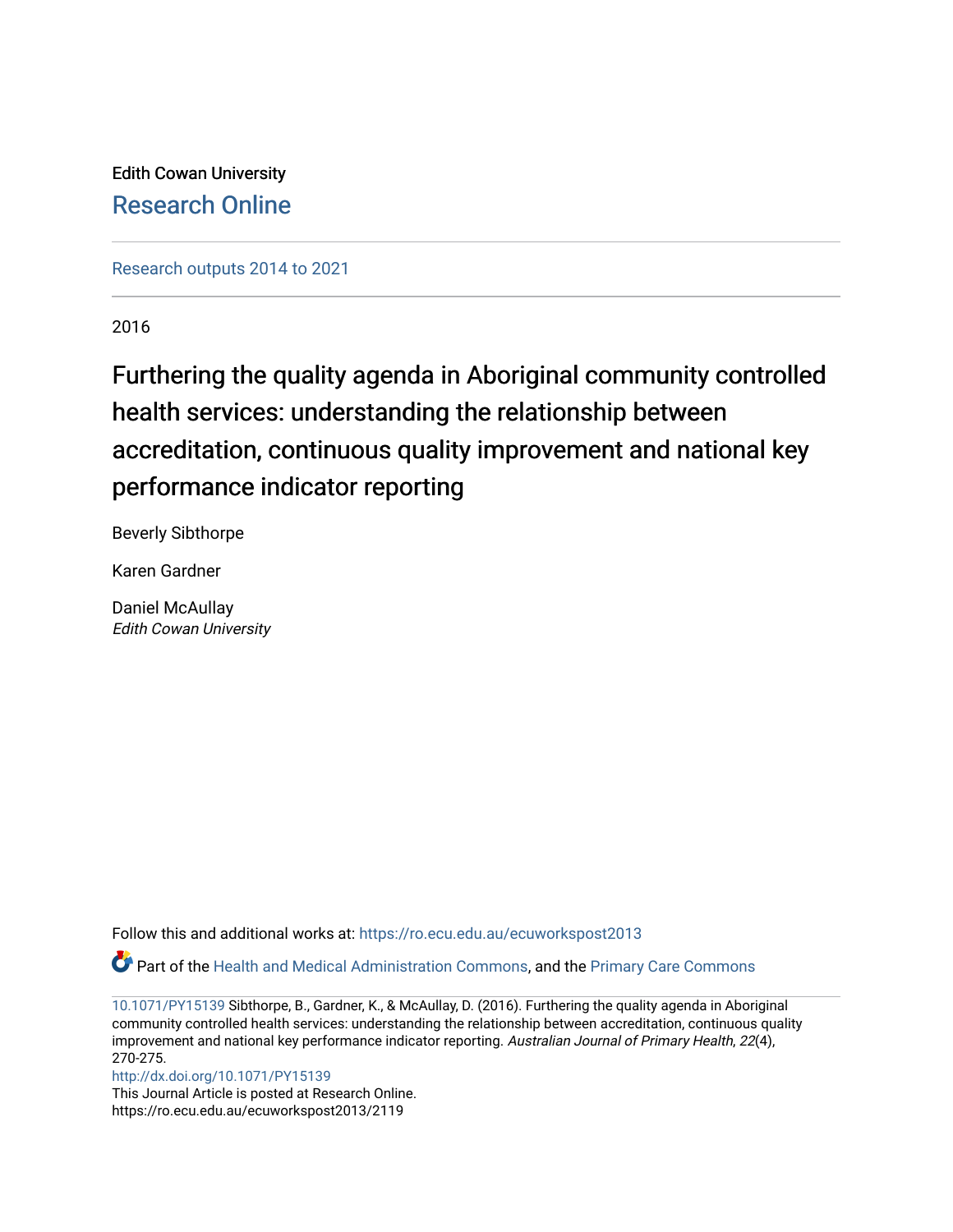Edith Cowan University

Research Online

Research outputs 2014 to 2021

2016

# Furthering the quality agenda in Aboriginal community controlled health services: understanding the relationship between accreditation, continuous quality improvement and national key performance indicator reporting

Beverly Sibthorpe

Karen Gardner

Daniel McAullay
*Edith Cowan University*

Follow this and additional works at: https://ro.ecu.edu.au/ecuworkspost2013

Part of the Health and Medical Administration Commons, and the Primary Care Commons

10.1071/PY15139 Sibthorpe, B., Gardner, K., & McAullay, D. (2016). Furthering the quality agenda in Aboriginal community controlled health services: understanding the relationship between accreditation, continuous quality improvement and national key performance indicator reporting. *Australian Journal of Primary Health*, *22*(4), 270-275.
http://dx.doi.org/10.1071/PY15139
This Journal Article is posted at Research Online.
https://ro.ecu.edu.au/ecuworkspost2013/2119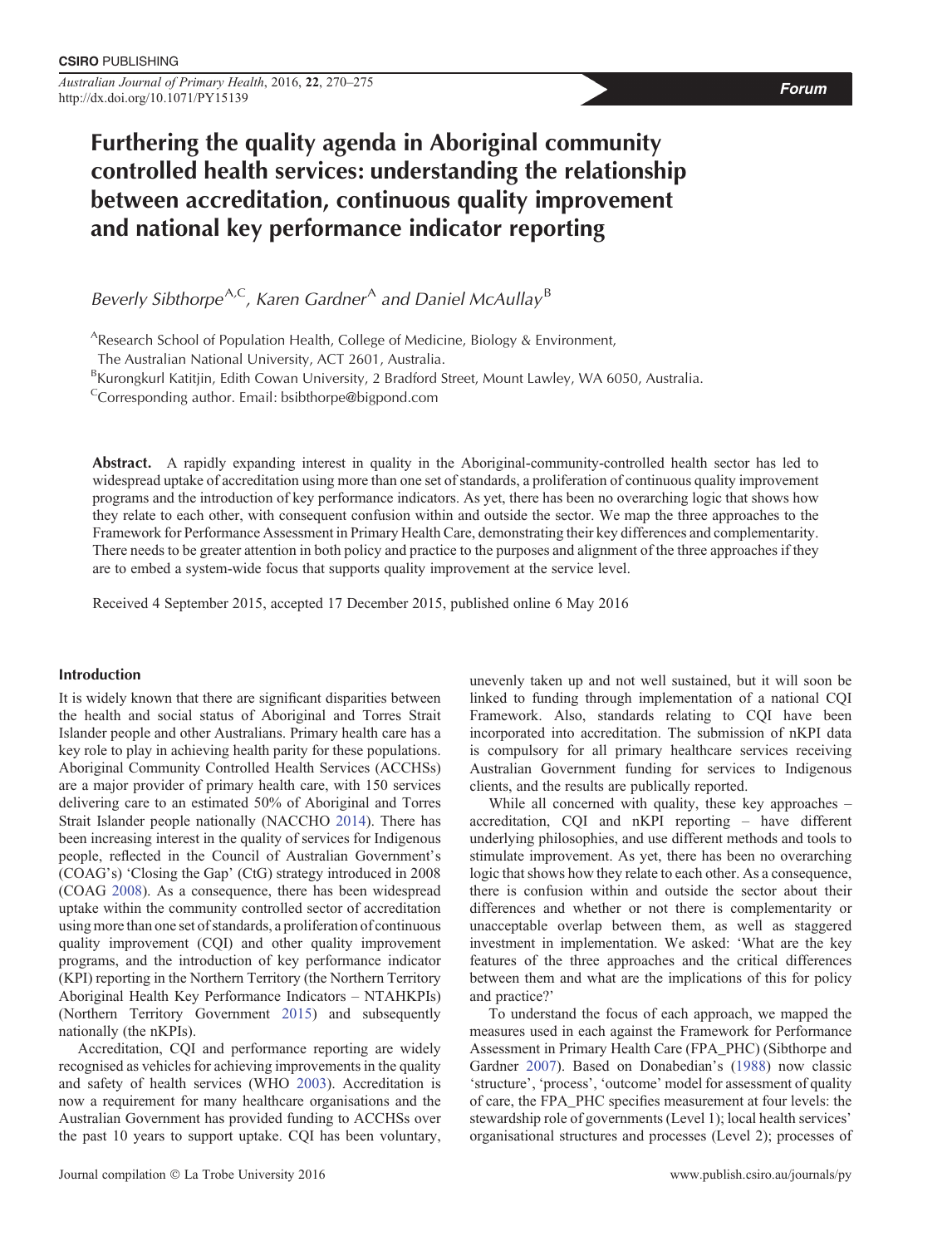# Furthering the quality agenda in Aboriginal community controlled health services: understanding the relationship between accreditation, continuous quality improvement and national key performance indicator reporting

*Beverly Sibthorpe*[A,C], *Karen Gardner*[A] *and Daniel McAullay*[B]

[A]Research School of Population Health, College of Medicine, Biology & Environment, The Australian National University, ACT 2601, Australia.

[B]Kurongkurl Katitjin, Edith Cowan University, 2 Bradford Street, Mount Lawley, WA 6050, Australia.

[C]Corresponding author. Email: bsibthorpe@bigpond.com

**Abstract.** A rapidly expanding interest in quality in the Aboriginal-community-controlled health sector has led to widespread uptake of accreditation using more than one set of standards, a proliferation of continuous quality improvement programs and the introduction of key performance indicators. As yet, there has been no overarching logic that shows how they relate to each other, with consequent confusion within and outside the sector. We map the three approaches to the Framework for Performance Assessment in Primary Health Care, demonstrating their key differences and complementarity. There needs to be greater attention in both policy and practice to the purposes and alignment of the three approaches if they are to embed a system-wide focus that supports quality improvement at the service level.

Received 4 September 2015, accepted 17 December 2015, published online 6 May 2016

## Introduction

It is widely known that there are significant disparities between the health and social status of Aboriginal and Torres Strait Islander people and other Australians. Primary health care has a key role to play in achieving health parity for these populations. Aboriginal Community Controlled Health Services (ACCHSs) are a major provider of primary health care, with 150 services delivering care to an estimated 50% of Aboriginal and Torres Strait Islander people nationally (NACCHO 2014). There has been increasing interest in the quality of services for Indigenous people, reflected in the Council of Australian Government's (COAG's) 'Closing the Gap' (CtG) strategy introduced in 2008 (COAG 2008). As a consequence, there has been widespread uptake within the community controlled sector of accreditation using more than one set of standards, a proliferation of continuous quality improvement (CQI) and other quality improvement programs, and the introduction of key performance indicator (KPI) reporting in the Northern Territory (the Northern Territory Aboriginal Health Key Performance Indicators – NTAHKPIs) (Northern Territory Government 2015) and subsequently nationally (the nKPIs).

Accreditation, CQI and performance reporting are widely recognised as vehicles for achieving improvements in the quality and safety of health services (WHO 2003). Accreditation is now a requirement for many healthcare organisations and the Australian Government has provided funding to ACCHSs over the past 10 years to support uptake. CQI has been voluntary, unevenly taken up and not well sustained, but it will soon be linked to funding through implementation of a national CQI Framework. Also, standards relating to CQI have been incorporated into accreditation. The submission of nKPI data is compulsory for all primary healthcare services receiving Australian Government funding for services to Indigenous clients, and the results are publically reported.

While all concerned with quality, these key approaches – accreditation, CQI and nKPI reporting – have different underlying philosophies, and use different methods and tools to stimulate improvement. As yet, there has been no overarching logic that shows how they relate to each other. As a consequence, there is confusion within and outside the sector about their differences and whether or not there is complementarity or unacceptable overlap between them, as well as staggered investment in implementation. We asked: 'What are the key features of the three approaches and the critical differences between them and what are the implications of this for policy and practice?'

To understand the focus of each approach, we mapped the measures used in each against the Framework for Performance Assessment in Primary Health Care (FPA_PHC) (Sibthorpe and Gardner 2007). Based on Donabedian's (1988) now classic 'structure', 'process', 'outcome' model for assessment of quality of care, the FPA_PHC specifies measurement at four levels: the stewardship role of governments (Level 1); local health services' organisational structures and processes (Level 2); processes of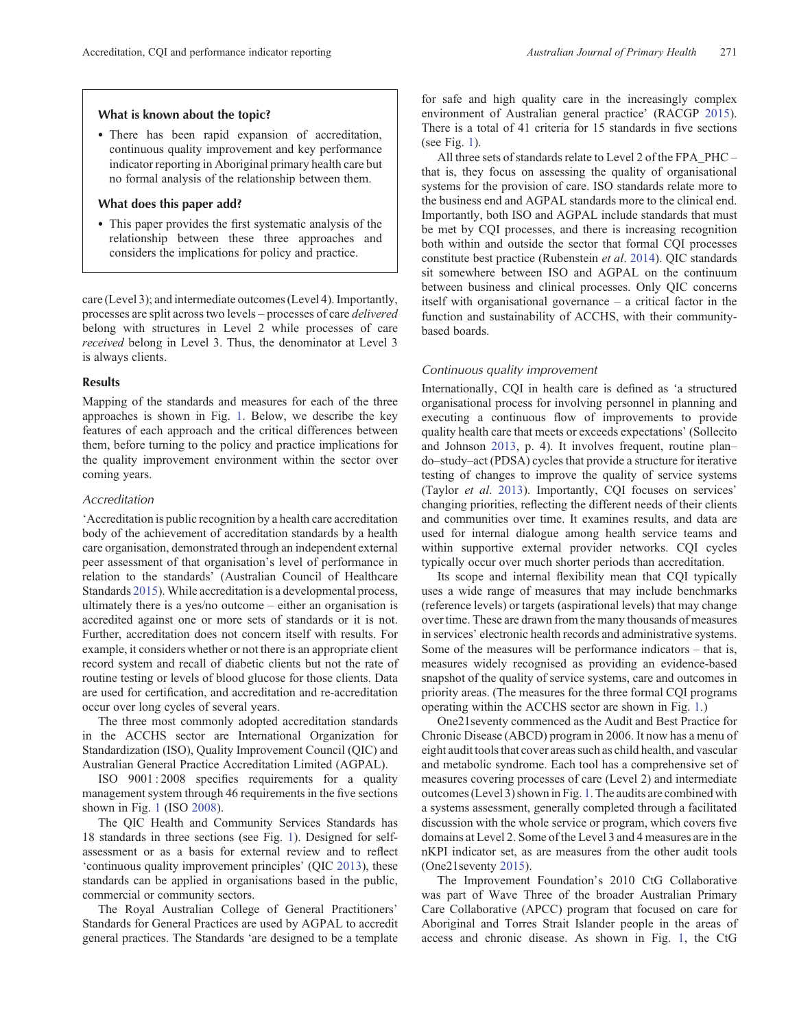> **What is known about the topic?**
>
> - There has been rapid expansion of accreditation, continuous quality improvement and key performance indicator reporting in Aboriginal primary health care but no formal analysis of the relationship between them.
>
> **What does this paper add?**
>
> - This paper provides the first systematic analysis of the relationship between these three approaches and considers the implications for policy and practice.

care (Level 3); and intermediate outcomes (Level 4). Importantly, processes are split across two levels – processes of care *delivered* belong with structures in Level 2 while processes of care *received* belong in Level 3. Thus, the denominator at Level 3 is always clients.

## Results

Mapping of the standards and measures for each of the three approaches is shown in Fig. 1. Below, we describe the key features of each approach and the critical differences between them, before turning to the policy and practice implications for the quality improvement environment within the sector over coming years.

### *Accreditation*

'Accreditation is public recognition by a health care accreditation body of the achievement of accreditation standards by a health care organisation, demonstrated through an independent external peer assessment of that organisation's level of performance in relation to the standards' (Australian Council of Healthcare Standards 2015). While accreditation is a developmental process, ultimately there is a yes/no outcome – either an organisation is accredited against one or more sets of standards or it is not. Further, accreditation does not concern itself with results. For example, it considers whether or not there is an appropriate client record system and recall of diabetic clients but not the rate of routine testing or levels of blood glucose for those clients. Data are used for certification, and accreditation and re-accreditation occur over long cycles of several years.

The three most commonly adopted accreditation standards in the ACCHS sector are International Organization for Standardization (ISO), Quality Improvement Council (QIC) and Australian General Practice Accreditation Limited (AGPAL).

ISO 9001 : 2008 specifies requirements for a quality management system through 46 requirements in the five sections shown in Fig. 1 (ISO 2008).

The QIC Health and Community Services Standards has 18 standards in three sections (see Fig. 1). Designed for self-assessment or as a basis for external review and to reflect 'continuous quality improvement principles' (QIC 2013), these standards can be applied in organisations based in the public, commercial or community sectors.

The Royal Australian College of General Practitioners' Standards for General Practices are used by AGPAL to accredit general practices. The Standards 'are designed to be a template for safe and high quality care in the increasingly complex environment of Australian general practice' (RACGP 2015). There is a total of 41 criteria for 15 standards in five sections (see Fig. 1).

All three sets of standards relate to Level 2 of the FPA_PHC – that is, they focus on assessing the quality of organisational systems for the provision of care. ISO standards relate more to the business end and AGPAL standards more to the clinical end. Importantly, both ISO and AGPAL include standards that must be met by CQI processes, and there is increasing recognition both within and outside the sector that formal CQI processes constitute best practice (Rubenstein *et al*. 2014). QIC standards sit somewhere between ISO and AGPAL on the continuum between business and clinical processes. Only QIC concerns itself with organisational governance – a critical factor in the function and sustainability of ACCHS, with their community-based boards.

### *Continuous quality improvement*

Internationally, CQI in health care is defined as 'a structured organisational process for involving personnel in planning and executing a continuous flow of improvements to provide quality health care that meets or exceeds expectations' (Sollecito and Johnson 2013, p. 4). It involves frequent, routine plan–do–study–act (PDSA) cycles that provide a structure for iterative testing of changes to improve the quality of service systems (Taylor *et al*. 2013). Importantly, CQI focuses on services' changing priorities, reflecting the different needs of their clients and communities over time. It examines results, and data are used for internal dialogue among health service teams and within supportive external provider networks. CQI cycles typically occur over much shorter periods than accreditation.

Its scope and internal flexibility mean that CQI typically uses a wide range of measures that may include benchmarks (reference levels) or targets (aspirational levels) that may change over time. These are drawn from the many thousands of measures in services' electronic health records and administrative systems. Some of the measures will be performance indicators – that is, measures widely recognised as providing an evidence-based snapshot of the quality of service systems, care and outcomes in priority areas. (The measures for the three formal CQI programs operating within the ACCHS sector are shown in Fig. 1.)

One21seventy commenced as the Audit and Best Practice for Chronic Disease (ABCD) program in 2006. It now has a menu of eight audit tools that cover areas such as child health, and vascular and metabolic syndrome. Each tool has a comprehensive set of measures covering processes of care (Level 2) and intermediate outcomes (Level 3) shown in Fig. 1. The audits are combined with a systems assessment, generally completed through a facilitated discussion with the whole service or program, which covers five domains at Level 2. Some of the Level 3 and 4 measures are in the nKPI indicator set, as are measures from the other audit tools (One21seventy 2015).

The Improvement Foundation's 2010 CtG Collaborative was part of Wave Three of the broader Australian Primary Care Collaborative (APCC) program that focused on care for Aboriginal and Torres Strait Islander people in the areas of access and chronic disease. As shown in Fig. 1, the CtG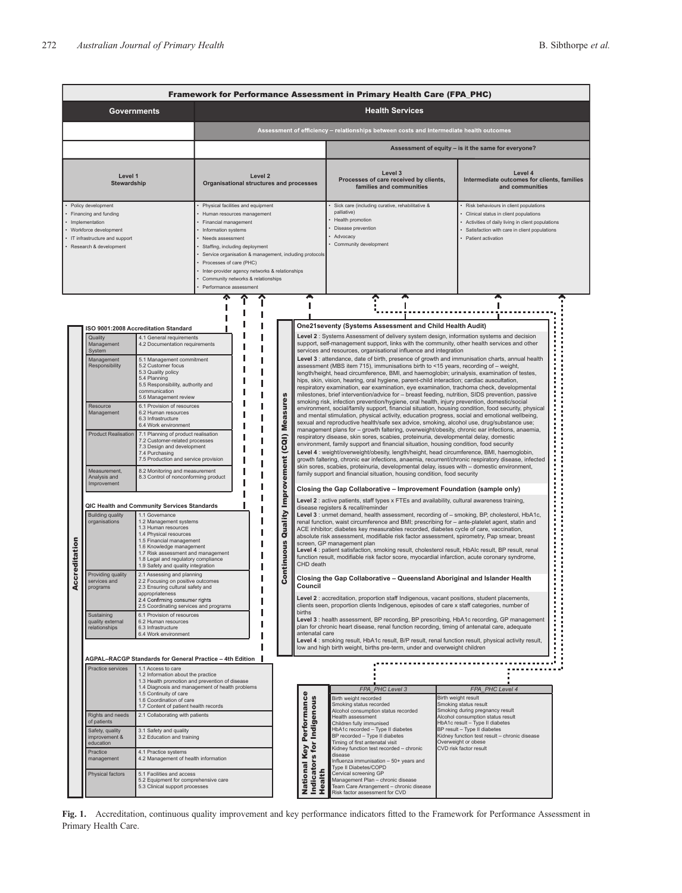**Framework for Performance Assessment in Primary Health Care (FPA_PHC)**

| Governments | Health Services | | |
|---|---|---|---|
| | Assessment of efficiency – relationships between costs and intermediate health outcomes | | |
| | | Assessment of equity – is it the same for everyone? | |
| **Level 1** Stewardship | **Level 2** Organisational structures and processes | **Level 3** Processes of care received by clients, families and communities | **Level 4** Intermediate outcomes for clients, families and communities |
| • Policy development<br>• Financing and funding<br>• Implementation<br>• Workforce development<br>• IT infrastructure and support<br>• Research & development | • Physical facilities and equipment<br>• Human resources management<br>• Financial management<br>• Information systems<br>• Needs assessment<br>• Staffing, including deployment<br>• Service organisation & management, including protocols<br>• Processes of care (PHC)<br>• Inter-provider agency networks & relationships<br>• Community networks & relationships<br>• Performance assessment | • Sick care (including curative, rehabilitative & palliative)<br>• Health promotion<br>• Disease prevention<br>• Advocacy<br>• Community development | • Risk behaviours in client populations<br>• Clinical status in client populations<br>• Activities of daily living in client populations<br>• Satisfaction with care in client populations<br>• Patient activation |

**Accreditation**

**ISO 9001:2008 Accreditation Standard**

| | |
|---|---|
| Quality Management System | 4.1 General requirements<br>4.2 Documentation requirements |
| Management Responsibility | 5.1 Management commitment<br>5.2 Customer focus<br>5.3 Quality policy<br>5.4 Planning<br>5.5 Responsibility, authority and communication<br>5.6 Management review |
| Resource Management | 6.1 Provision of resources<br>6.2 Human resources<br>6.3 Infrastructure<br>6.4 Work environment |
| Product Realisation | 7.1 Planning of product realisation<br>7.2 Customer-related processes<br>7.3 Design and development<br>7.4 Purchasing<br>7.5 Production and service provision |
| Measurement, Analysis and Improvement | 8.2 Monitoring and measurement<br>8.3 Control of nonconforming product |

**QIC Health and Community Services Standards**

| | |
|---|---|
| Building quality organisations | 1.1 Governance<br>1.2 Management systems<br>1.3 Human resources<br>1.4 Physical resources<br>1.5 Financial management<br>1.6 Knowledge management<br>1.7 Risk assessment and management<br>1.8 Legal and regulatory compliance<br>1.9 Safety and quality integration |
| Providing quality services and programs | 2.1 Assessing and planning<br>2.2 Focusing on positive outcomes<br>2.3 Ensuring cultural safety and appropriateness<br>2.4 Confirming consumer rights<br>2.5 Coordinating services and programs |
| Sustaining quality external relationships | 6.1 Provision of resources<br>6.2 Human resources<br>6.3 Infrastructure<br>6.4 Work environment |

**AGPAL–RACGP Standards for General Practice – 4th Edition**

| | |
|---|---|
| Practice services | 1.1 Access to care<br>1.2 Information about the practice<br>1.3 Health promotion and prevention of disease<br>1.4 Diagnosis and management of health problems<br>1.5 Continuity of care<br>1.6 Coordination of care<br>1.7 Content of patient health records |
| Rights and needs of patients | 2.1 Collaborating with patients |
| Safety, quality improvement & education | 3.1 Safety and quality<br>3.2 Education and training |
| Practice management | 4.1 Practice systems<br>4.2 Management of health information |
| Physical factors | 5.1 Facilities and access<br>5.2 Equipment for comprehensive care<br>5.3 Clinical support processes |

**Continuous Quality Improvement (CQI) Measures**

**One21seventy (Systems Assessment and Child Health Audit)**

**Level 2**: Systems Assessment of delivery system design, information systems and decision support, self-management support, links with the community, other health services and other services and resources, organisational influence and integration

**Level 3**: attendance, date of birth, presence of growth and immunisation charts, annual health assessment (MBS item 715), immunisations birth to <15 years, recording of – weight, length/height, head circumference, BMI, and haemoglobin; urinalysis, examination of testes, hips, skin, vision, hearing, oral hygiene, parent-child interaction; cardiac auscultation, respiratory examination, ear examination, eye examination, trachoma check, developmental milestones, brief intervention/advice for – breast feeding, nutrition, SIDS prevention, passive smoking risk, infection prevention/hygiene, oral health, injury prevention, domestic/social environment, social/family support, financial situation, housing condition, food security, physical and mental stimulation, physical activity, education progress, social and emotional wellbeing, sexual and reproductive health/safe sex advice, smoking, alcohol use, drug/substance use; management plans for – growth faltering, overweight/obesity, chronic ear infections, anaemia, respiratory disease, skin sores, scabies, proteinuria, developmental delay, domestic environment, family support and financial situation, housing condition, food security

**Level 4**: weight/overweight/obesity, length/height, head circumference, BMI, haemoglobin, growth faltering, chronic ear infections, anaemia, recurrent/chronic respiratory disease, infected skin sores, scabies, proteinuria, developmental delay, issues with – domestic environment, family support and financial situation, housing condition, food security

**Closing the Gap Collaborative – Improvement Foundation (sample only)**

**Level 2**: active patients, staff types x FTEs and availability, cultural awareness training, disease registers & recall/reminder

**Level 3**: unmet demand, health assessment, recording of – smoking, BP, cholesterol, HbA1c, renal function, waist circumference and BMI; prescribing for – ante-platelet agent, statin and ACE inhibitor; diabetes key measurables recorded, diabetes cycle of care, vaccination, absolute risk assessment, modifiable risk factor assessment, spirometry, Pap smear, breast screen, GP management plan

**Level 4**: patient satisfaction, smoking result, cholesterol result, HbAlc result, BP result, renal function result, modifiable risk factor score, myocardial infarction, acute coronary syndrome, CHD death

**Closing the Gap Collaborative – Queensland Aboriginal and Islander Health Council**

**Level 2**: accreditation, proportion staff Indigenous, vacant positions, student placements, clients seen, proportion clients Indigenous, episodes of care x staff categories, number of births

**Level 3**: health assessment, BP recording, BP prescribing, HbA1c recording, GP management plan for chronic heart disease, renal function recording, timing of antenatal care, adequate antenatal care

**Level 4**: smoking result, HbA1c result, B/P result, renal function result, physical activity result, low and high birth weight, births pre-term, under and overweight children

**National Key Performance Indicators for Indigenous Health**

| FPA_PHC Level 3 | FPA_PHC Level 4 |
|---|---|
| Birth weight recorded<br>Smoking status recorded<br>Alcohol consumption status recorded<br>Health assessment<br>Children fully immunised<br>HbA1c recorded – Type II diabetes<br>BP recorded – Type II diabetes<br>Timing of first antenatal visit<br>Kidney function test recorded – chronic disease<br>Influenza immunisation – 50+ years and Type II Diabetes/COPD<br>Cervical screening GP<br>Management Plan – chronic disease<br>Team Care Arrangement – chronic disease<br>Risk factor assessment for CVD | Birth weight result<br>Smoking status result<br>Smoking during pregnancy result<br>Alcohol consumption status result<br>HbA1c result – Type II diabetes<br>BP result – Type II diabetes<br>Kidney function test result – chronic disease<br>Overweight or obese<br>CVD risk factor result |

**Fig. 1.** Accreditation, continuous quality improvement and key performance indicators fitted to the Framework for Performance Assessment in Primary Health Care.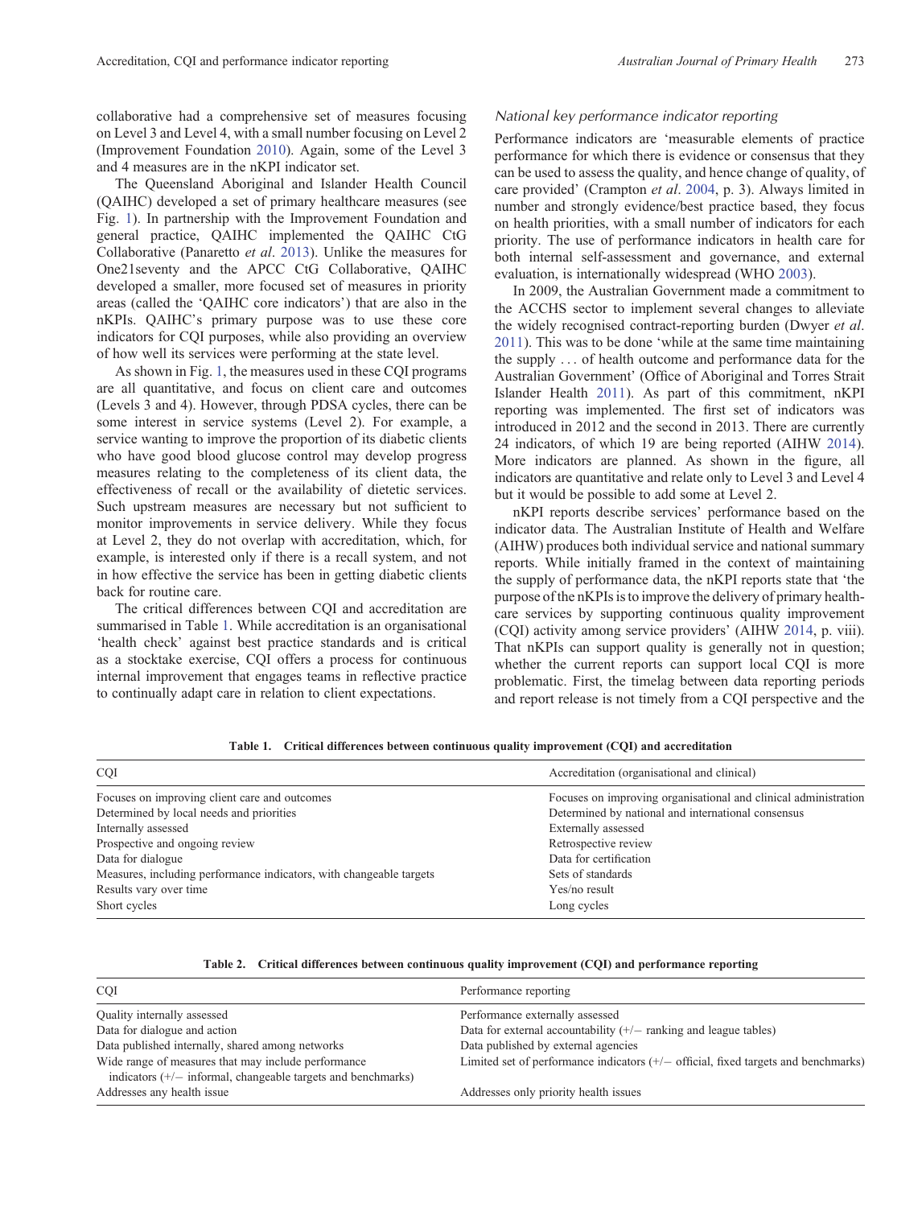collaborative had a comprehensive set of measures focusing on Level 3 and Level 4, with a small number focusing on Level 2 (Improvement Foundation 2010). Again, some of the Level 3 and 4 measures are in the nKPI indicator set.

The Queensland Aboriginal and Islander Health Council (QAIHC) developed a set of primary healthcare measures (see Fig. 1). In partnership with the Improvement Foundation and general practice, QAIHC implemented the QAIHC CtG Collaborative (Panaretto *et al*. 2013). Unlike the measures for One21seventy and the APCC CtG Collaborative, QAIHC developed a smaller, more focused set of measures in priority areas (called the 'QAIHC core indicators') that are also in the nKPIs. QAIHC's primary purpose was to use these core indicators for CQI purposes, while also providing an overview of how well its services were performing at the state level.

As shown in Fig. 1, the measures used in these CQI programs are all quantitative, and focus on client care and outcomes (Levels 3 and 4). However, through PDSA cycles, there can be some interest in service systems (Level 2). For example, a service wanting to improve the proportion of its diabetic clients who have good blood glucose control may develop progress measures relating to the completeness of its client data, the effectiveness of recall or the availability of dietetic services. Such upstream measures are necessary but not sufficient to monitor improvements in service delivery. While they focus at Level 2, they do not overlap with accreditation, which, for example, is interested only if there is a recall system, and not in how effective the service has been in getting diabetic clients back for routine care.

The critical differences between CQI and accreditation are summarised in Table 1. While accreditation is an organisational 'health check' against best practice standards and is critical as a stocktake exercise, CQI offers a process for continuous internal improvement that engages teams in reflective practice to continually adapt care in relation to client expectations.

### *National key performance indicator reporting*

Performance indicators are 'measurable elements of practice performance for which there is evidence or consensus that they can be used to assess the quality, and hence change of quality, of care provided' (Crampton *et al*. 2004, p. 3). Always limited in number and strongly evidence/best practice based, they focus on health priorities, with a small number of indicators for each priority. The use of performance indicators in health care for both internal self-assessment and governance, and external evaluation, is internationally widespread (WHO 2003).

In 2009, the Australian Government made a commitment to the ACCHS sector to implement several changes to alleviate the widely recognised contract-reporting burden (Dwyer *et al*. 2011). This was to be done 'while at the same time maintaining the supply . . . of health outcome and performance data for the Australian Government' (Office of Aboriginal and Torres Strait Islander Health 2011). As part of this commitment, nKPI reporting was implemented. The first set of indicators was introduced in 2012 and the second in 2013. There are currently 24 indicators, of which 19 are being reported (AIHW 2014). More indicators are planned. As shown in the figure, all indicators are quantitative and relate only to Level 3 and Level 4 but it would be possible to add some at Level 2.

nKPI reports describe services' performance based on the indicator data. The Australian Institute of Health and Welfare (AIHW) produces both individual service and national summary reports. While initially framed in the context of maintaining the supply of performance data, the nKPI reports state that 'the purpose of the nKPIs is to improve the delivery of primary healthcare services by supporting continuous quality improvement (CQI) activity among service providers' (AIHW 2014, p. viii). That nKPIs can support quality is generally not in question; whether the current reports can support local CQI is more problematic. First, the timelag between data reporting periods and report release is not timely from a CQI perspective and the

**Table 1. Critical differences between continuous quality improvement (CQI) and accreditation**

| CQI | Accreditation (organisational and clinical) |
|---|---|
| Focuses on improving client care and outcomes | Focuses on improving organisational and clinical administration |
| Determined by local needs and priorities | Determined by national and international consensus |
| Internally assessed | Externally assessed |
| Prospective and ongoing review | Retrospective review |
| Data for dialogue | Data for certification |
| Measures, including performance indicators, with changeable targets | Sets of standards |
| Results vary over time | Yes/no result |
| Short cycles | Long cycles |

**Table 2. Critical differences between continuous quality improvement (CQI) and performance reporting**

| CQI | Performance reporting |
|---|---|
| Quality internally assessed | Performance externally assessed |
| Data for dialogue and action | Data for external accountability (+/− ranking and league tables) |
| Data published internally, shared among networks | Data published by external agencies |
| Wide range of measures that may include performance indicators (+/− informal, changeable targets and benchmarks) | Limited set of performance indicators (+/− official, fixed targets and benchmarks) |
| Addresses any health issue | Addresses only priority health issues |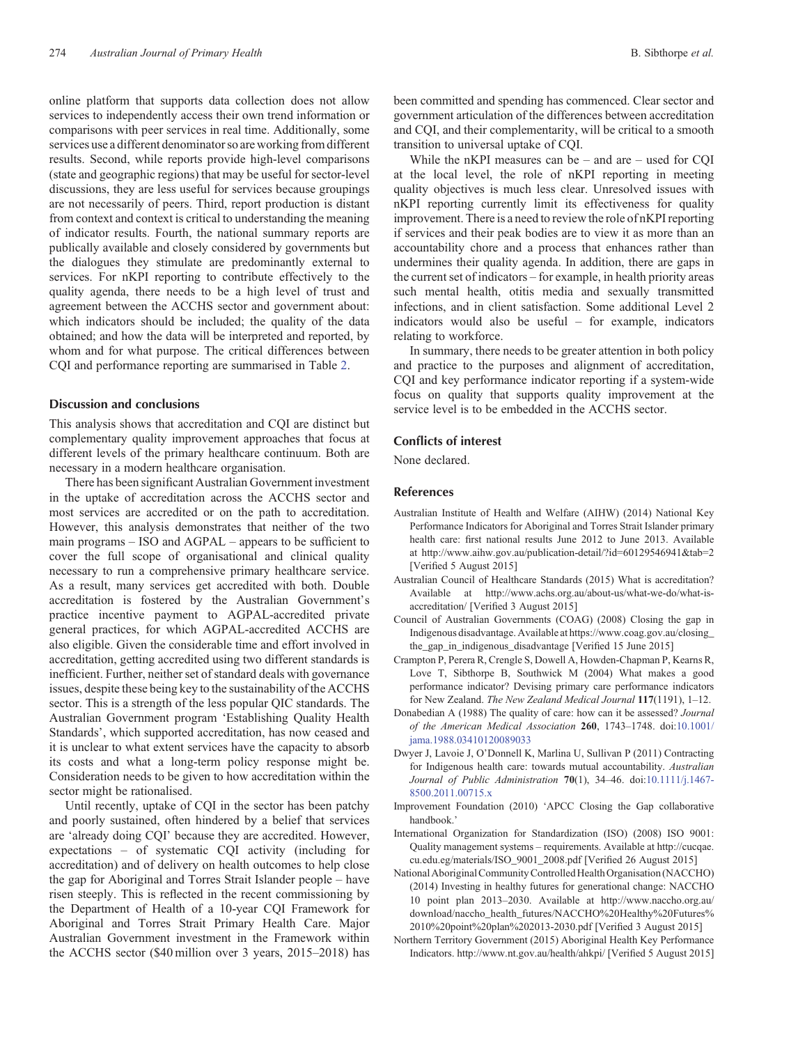online platform that supports data collection does not allow services to independently access their own trend information or comparisons with peer services in real time. Additionally, some services use a different denominator so are working from different results. Second, while reports provide high-level comparisons (state and geographic regions) that may be useful for sector-level discussions, they are less useful for services because groupings are not necessarily of peers. Third, report production is distant from context and context is critical to understanding the meaning of indicator results. Fourth, the national summary reports are publically available and closely considered by governments but the dialogues they stimulate are predominantly external to services. For nKPI reporting to contribute effectively to the quality agenda, there needs to be a high level of trust and agreement between the ACCHS sector and government about: which indicators should be included; the quality of the data obtained; and how the data will be interpreted and reported, by whom and for what purpose. The critical differences between CQI and performance reporting are summarised in Table 2.

### Discussion and conclusions

This analysis shows that accreditation and CQI are distinct but complementary quality improvement approaches that focus at different levels of the primary healthcare continuum. Both are necessary in a modern healthcare organisation.

There has been significant Australian Government investment in the uptake of accreditation across the ACCHS sector and most services are accredited or on the path to accreditation. However, this analysis demonstrates that neither of the two main programs – ISO and AGPAL – appears to be sufficient to cover the full scope of organisational and clinical quality necessary to run a comprehensive primary healthcare service. As a result, many services get accredited with both. Double accreditation is fostered by the Australian Government's practice incentive payment to AGPAL-accredited private general practices, for which AGPAL-accredited ACCHS are also eligible. Given the considerable time and effort involved in accreditation, getting accredited using two different standards is inefficient. Further, neither set of standard deals with governance issues, despite these being key to the sustainability of the ACCHS sector. This is a strength of the less popular QIC standards. The Australian Government program 'Establishing Quality Health Standards', which supported accreditation, has now ceased and it is unclear to what extent services have the capacity to absorb its costs and what a long-term policy response might be. Consideration needs to be given to how accreditation within the sector might be rationalised.

Until recently, uptake of CQI in the sector has been patchy and poorly sustained, often hindered by a belief that services are 'already doing CQI' because they are accredited. However, expectations – of systematic CQI activity (including for accreditation) and of delivery on health outcomes to help close the gap for Aboriginal and Torres Strait Islander people – have risen steeply. This is reflected in the recent commissioning by the Department of Health of a 10-year CQI Framework for Aboriginal and Torres Strait Primary Health Care. Major Australian Government investment in the Framework within the ACCHS sector ($40 million over 3 years, 2015–2018) has been committed and spending has commenced. Clear sector and government articulation of the differences between accreditation and CQI, and their complementarity, will be critical to a smooth transition to universal uptake of CQI.

While the nKPI measures can be – and are – used for CQI at the local level, the role of nKPI reporting in meeting quality objectives is much less clear. Unresolved issues with nKPI reporting currently limit its effectiveness for quality improvement. There is a need to review the role of nKPI reporting if services and their peak bodies are to view it as more than an accountability chore and a process that enhances rather than undermines their quality agenda. In addition, there are gaps in the current set of indicators – for example, in health priority areas such mental health, otitis media and sexually transmitted infections, and in client satisfaction. Some additional Level 2 indicators would also be useful – for example, indicators relating to workforce.

In summary, there needs to be greater attention in both policy and practice to the purposes and alignment of accreditation, CQI and key performance indicator reporting if a system-wide focus on quality that supports quality improvement at the service level is to be embedded in the ACCHS sector.

### Conflicts of interest

None declared.

### References

Australian Institute of Health and Welfare (AIHW) (2014) National Key Performance Indicators for Aboriginal and Torres Strait Islander primary health care: first national results June 2012 to June 2013. Available at http://www.aihw.gov.au/publication-detail/?id=60129546941&tab=2 [Verified 5 August 2015]

Australian Council of Healthcare Standards (2015) What is accreditation? Available at http://www.achs.org.au/about-us/what-we-do/what-is-accreditation/ [Verified 3 August 2015]

Council of Australian Governments (COAG) (2008) Closing the gap in Indigenous disadvantage. Available at https://www.coag.gov.au/closing_the_gap_in_indigenous_disadvantage [Verified 15 June 2015]

Crampton P, Perera R, Crengle S, Dowell A, Howden-Chapman P, Kearns R, Love T, Sibthorpe B, Southwick M (2004) What makes a good performance indicator? Devising primary care performance indicators for New Zealand. *The New Zealand Medical Journal* **117**(1191), 1–12.

Donabedian A (1988) The quality of care: how can it be assessed? *Journal of the American Medical Association* **260**, 1743–1748. doi:10.1001/jama.1988.03410120089033

Dwyer J, Lavoie J, O'Donnell K, Marlina U, Sullivan P (2011) Contracting for Indigenous health care: towards mutual accountability. *Australian Journal of Public Administration* **70**(1), 34–46. doi:10.1111/j.1467-8500.2011.00715.x

Improvement Foundation (2010) 'APCC Closing the Gap collaborative handbook.'

International Organization for Standardization (ISO) (2008) ISO 9001: Quality management systems – requirements. Available at http://cucqae.cu.edu.eg/materials/ISO_9001_2008.pdf [Verified 26 August 2015]

National Aboriginal Community Controlled Health Organisation (NACCHO) (2014) Investing in healthy futures for generational change: NACCHO 10 point plan 2013–2030. Available at http://www.naccho.org.au/download/naccho_health_futures/NACCHO%20Healthy%20Futures%2010%20point%20plan%202013-2030.pdf [Verified 3 August 2015]

Northern Territory Government (2015) Aboriginal Health Key Performance Indicators. http://www.nt.gov.au/health/ahkpi/ [Verified 5 August 2015]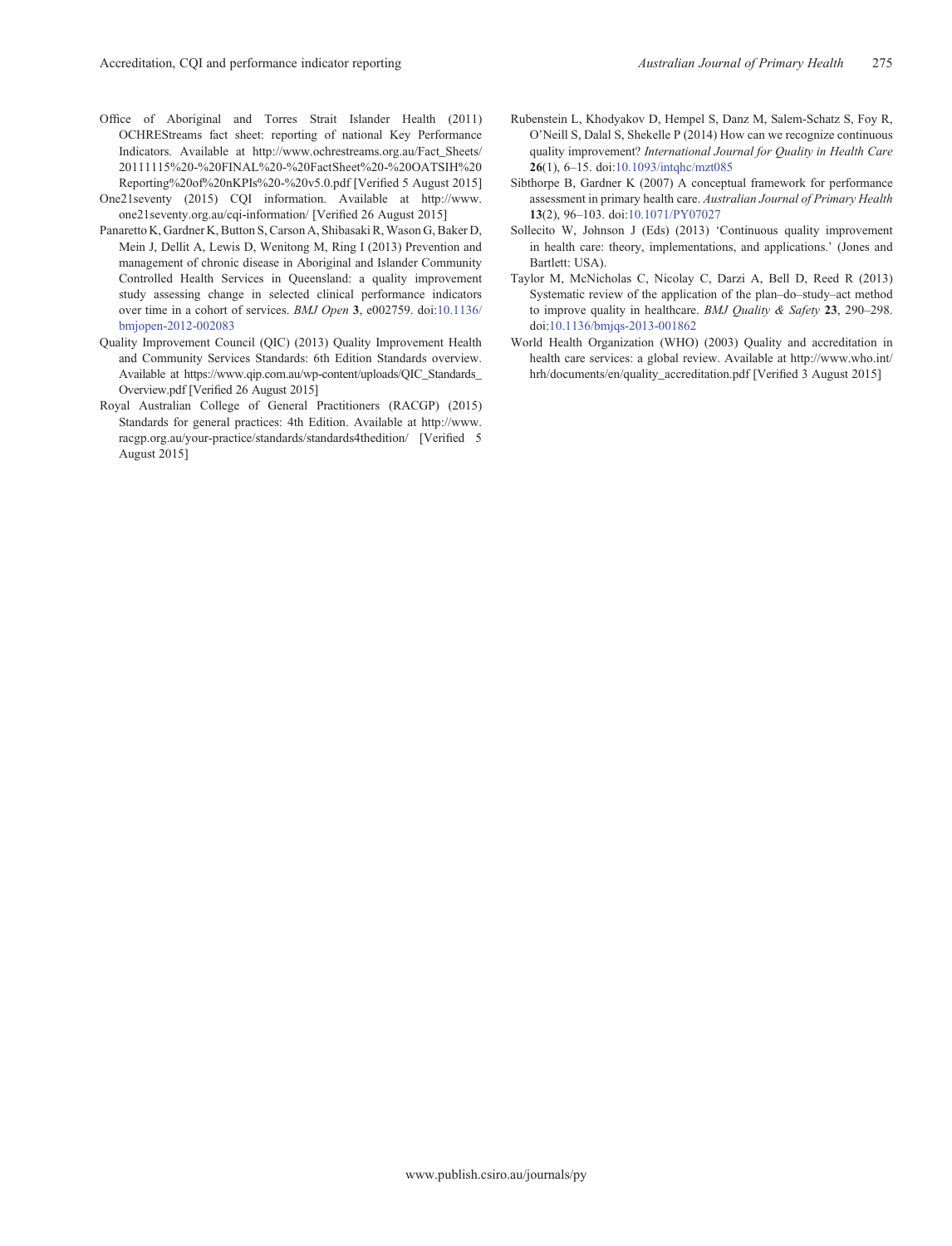Office of Aboriginal and Torres Strait Islander Health (2011) OCHREStreams fact sheet: reporting of national Key Performance Indicators. Available at http://www.ochrestreams.org.au/Fact_Sheets/20111115%20-%20FINAL%20-%20FactSheet%20-%20OATSIH%20Reporting%20of%20nKPIs%20-%20v5.0.pdf [Verified 5 August 2015]

One21seventy (2015) CQI information. Available at http://www.one21seventy.org.au/cqi-information/ [Verified 26 August 2015]

Panaretto K, Gardner K, Button S, Carson A, Shibasaki R, Wason G, Baker D, Mein J, Dellit A, Lewis D, Wenitong M, Ring I (2013) Prevention and management of chronic disease in Aboriginal and Islander Community Controlled Health Services in Queensland: a quality improvement study assessing change in selected clinical performance indicators over time in a cohort of services. *BMJ Open* **3**, e002759. doi:10.1136/bmjopen-2012-002083

Quality Improvement Council (QIC) (2013) Quality Improvement Health and Community Services Standards: 6th Edition Standards overview. Available at https://www.qip.com.au/wp-content/uploads/QIC_Standards_Overview.pdf [Verified 26 August 2015]

Royal Australian College of General Practitioners (RACGP) (2015) Standards for general practices: 4th Edition. Available at http://www.racgp.org.au/your-practice/standards/standards4thedition/ [Verified 5 August 2015]

Rubenstein L, Khodyakov D, Hempel S, Danz M, Salem-Schatz S, Foy R, O'Neill S, Dalal S, Shekelle P (2014) How can we recognize continuous quality improvement? *International Journal for Quality in Health Care* **26**(1), 6–15. doi:10.1093/intqhc/mzt085

Sibthorpe B, Gardner K (2007) A conceptual framework for performance assessment in primary health care. *Australian Journal of Primary Health* **13**(2), 96–103. doi:10.1071/PY07027

Sollecito W, Johnson J (Eds) (2013) 'Continuous quality improvement in health care: theory, implementations, and applications.' (Jones and Bartlett: USA).

Taylor M, McNicholas C, Nicolay C, Darzi A, Bell D, Reed R (2013) Systematic review of the application of the plan–do–study–act method to improve quality in healthcare. *BMJ Quality & Safety* **23**, 290–298. doi:10.1136/bmjqs-2013-001862

World Health Organization (WHO) (2003) Quality and accreditation in health care services: a global review. Available at http://www.who.int/hrh/documents/en/quality_accreditation.pdf [Verified 3 August 2015]